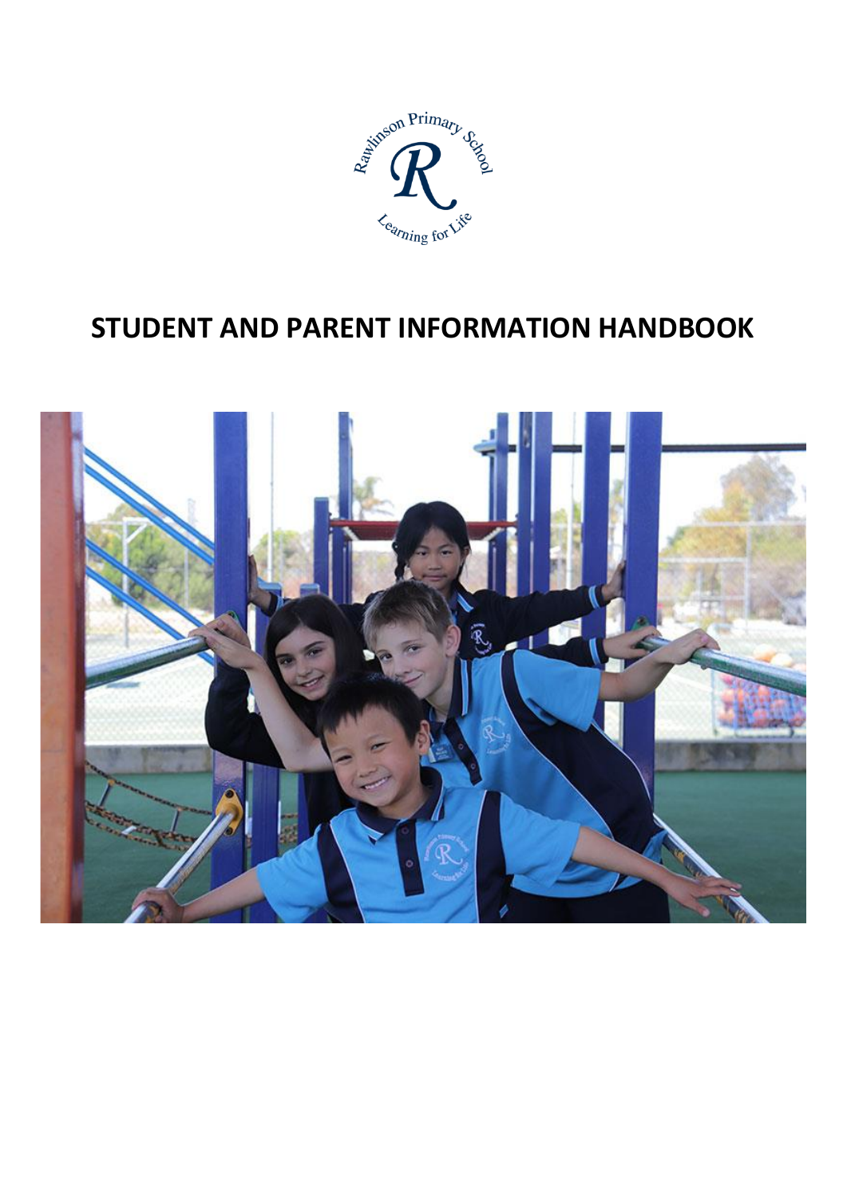# STUDENT AND PARENT INFORMATION HANDBOOK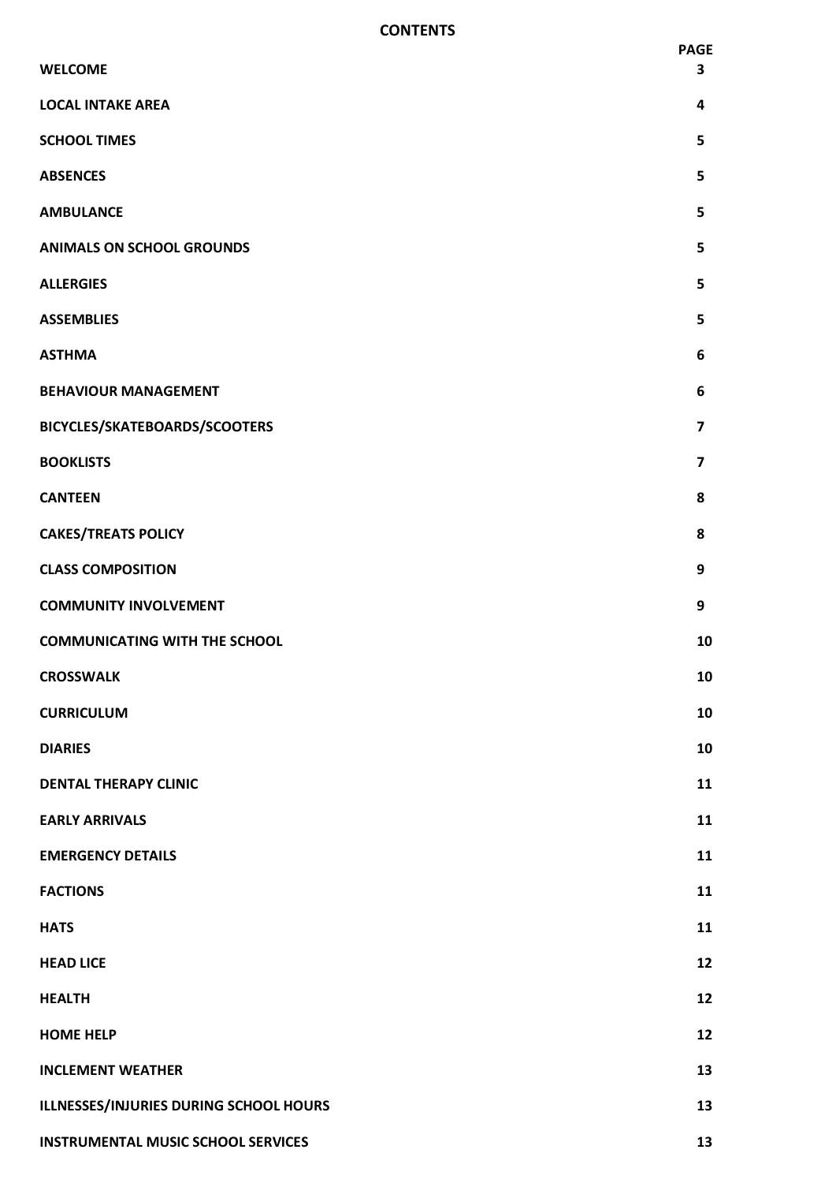# CONTENTS

| | PAGE |
|---|---|
| **WELCOME** | 3 |
| **LOCAL INTAKE AREA** | 4 |
| **SCHOOL TIMES** | 5 |
| **ABSENCES** | 5 |
| **AMBULANCE** | 5 |
| **ANIMALS ON SCHOOL GROUNDS** | 5 |
| **ALLERGIES** | 5 |
| **ASSEMBLIES** | 5 |
| **ASTHMA** | 6 |
| **BEHAVIOUR MANAGEMENT** | 6 |
| **BICYCLES/SKATEBOARDS/SCOOTERS** | 7 |
| **BOOKLISTS** | 7 |
| **CANTEEN** | 8 |
| **CAKES/TREATS POLICY** | 8 |
| **CLASS COMPOSITION** | 9 |
| **COMMUNITY INVOLVEMENT** | 9 |
| **COMMUNICATING WITH THE SCHOOL** | 10 |
| **CROSSWALK** | 10 |
| **CURRICULUM** | 10 |
| **DIARIES** | 10 |
| **DENTAL THERAPY CLINIC** | 11 |
| **EARLY ARRIVALS** | 11 |
| **EMERGENCY DETAILS** | 11 |
| **FACTIONS** | 11 |
| **HATS** | 11 |
| **HEAD LICE** | 12 |
| **HEALTH** | 12 |
| **HOME HELP** | 12 |
| **INCLEMENT WEATHER** | 13 |
| **ILLNESSES/INJURIES DURING SCHOOL HOURS** | 13 |
| **INSTRUMENTAL MUSIC SCHOOL SERVICES** | 13 |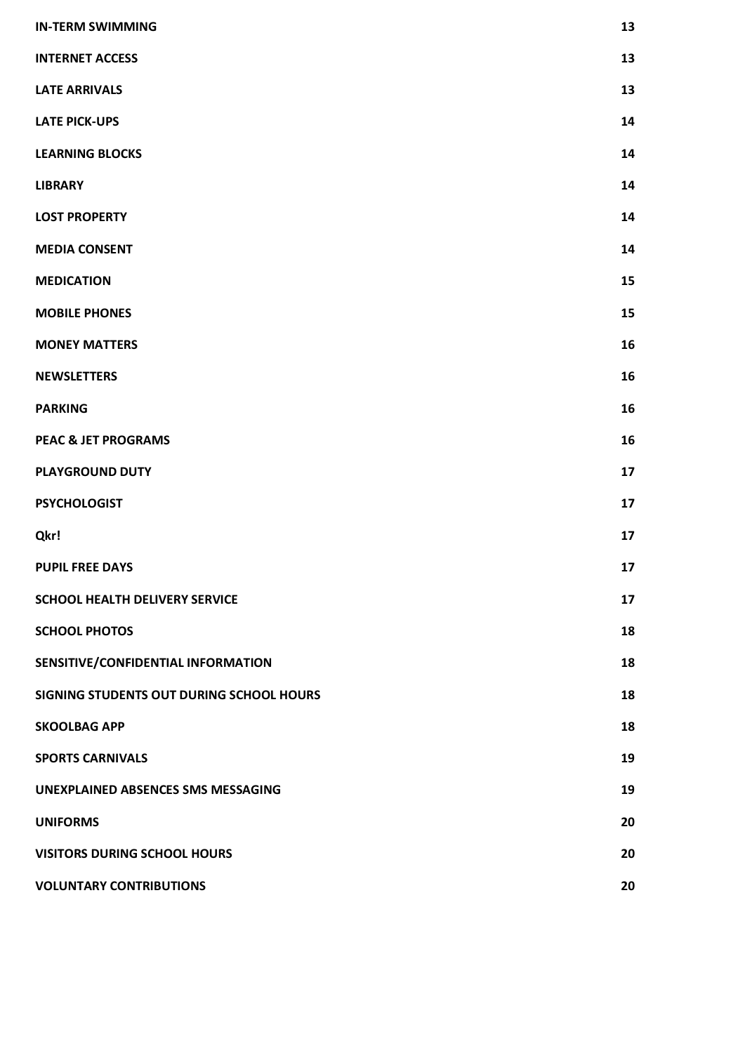| | |
|---|---|
| **IN-TERM SWIMMING** | **13** |
| **INTERNET ACCESS** | **13** |
| **LATE ARRIVALS** | **13** |
| **LATE PICK-UPS** | **14** |
| **LEARNING BLOCKS** | **14** |
| **LIBRARY** | **14** |
| **LOST PROPERTY** | **14** |
| **MEDIA CONSENT** | **14** |
| **MEDICATION** | **15** |
| **MOBILE PHONES** | **15** |
| **MONEY MATTERS** | **16** |
| **NEWSLETTERS** | **16** |
| **PARKING** | **16** |
| **PEAC & JET PROGRAMS** | **16** |
| **PLAYGROUND DUTY** | **17** |
| **PSYCHOLOGIST** | **17** |
| **Qkr!** | **17** |
| **PUPIL FREE DAYS** | **17** |
| **SCHOOL HEALTH DELIVERY SERVICE** | **17** |
| **SCHOOL PHOTOS** | **18** |
| **SENSITIVE/CONFIDENTIAL INFORMATION** | **18** |
| **SIGNING STUDENTS OUT DURING SCHOOL HOURS** | **18** |
| **SKOOLBAG APP** | **18** |
| **SPORTS CARNIVALS** | **19** |
| **UNEXPLAINED ABSENCES SMS MESSAGING** | **19** |
| **UNIFORMS** | **20** |
| **VISITORS DURING SCHOOL HOURS** | **20** |
| **VOLUNTARY CONTRIBUTIONS** | **20** |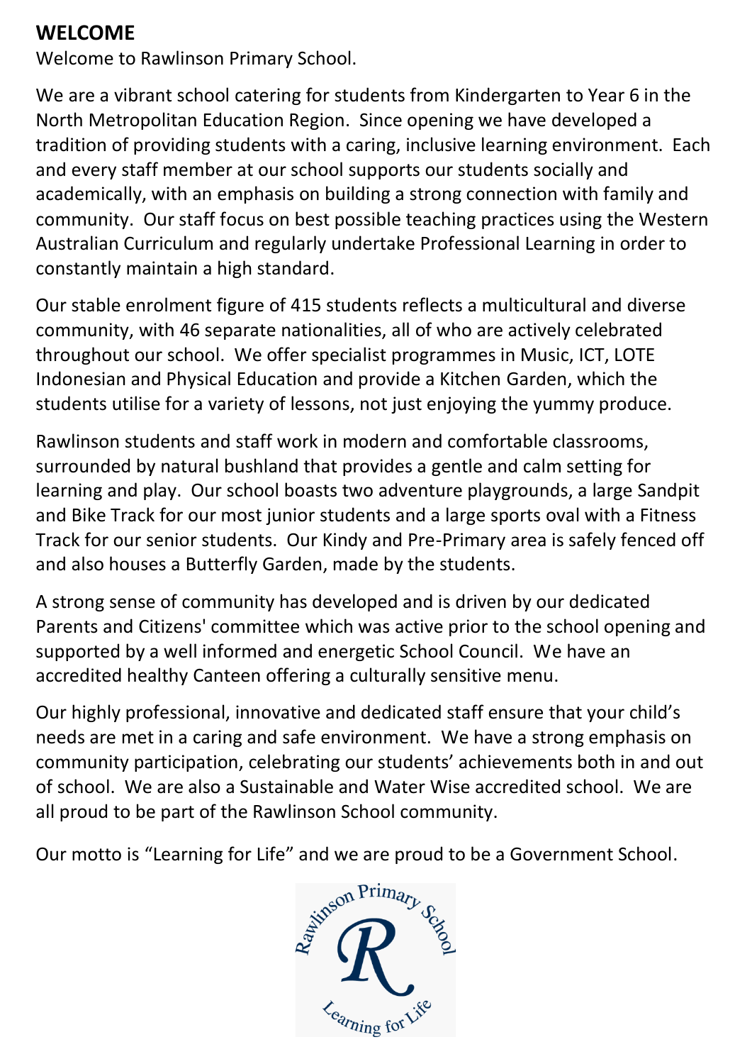## WELCOME

Welcome to Rawlinson Primary School.

We are a vibrant school catering for students from Kindergarten to Year 6 in the North Metropolitan Education Region. Since opening we have developed a tradition of providing students with a caring, inclusive learning environment. Each and every staff member at our school supports our students socially and academically, with an emphasis on building a strong connection with family and community. Our staff focus on best possible teaching practices using the Western Australian Curriculum and regularly undertake Professional Learning in order to constantly maintain a high standard.

Our stable enrolment figure of 415 students reflects a multicultural and diverse community, with 46 separate nationalities, all of who are actively celebrated throughout our school. We offer specialist programmes in Music, ICT, LOTE Indonesian and Physical Education and provide a Kitchen Garden, which the students utilise for a variety of lessons, not just enjoying the yummy produce.

Rawlinson students and staff work in modern and comfortable classrooms, surrounded by natural bushland that provides a gentle and calm setting for learning and play. Our school boasts two adventure playgrounds, a large Sandpit and Bike Track for our most junior students and a large sports oval with a Fitness Track for our senior students. Our Kindy and Pre-Primary area is safely fenced off and also houses a Butterfly Garden, made by the students.

A strong sense of community has developed and is driven by our dedicated Parents and Citizens' committee which was active prior to the school opening and supported by a well informed and energetic School Council. We have an accredited healthy Canteen offering a culturally sensitive menu.

Our highly professional, innovative and dedicated staff ensure that your child's needs are met in a caring and safe environment. We have a strong emphasis on community participation, celebrating our students' achievements both in and out of school. We are also a Sustainable and Water Wise accredited school. We are all proud to be part of the Rawlinson School community.

Our motto is "Learning for Life" and we are proud to be a Government School.

Rawlinson Primary School

R

Learning for Life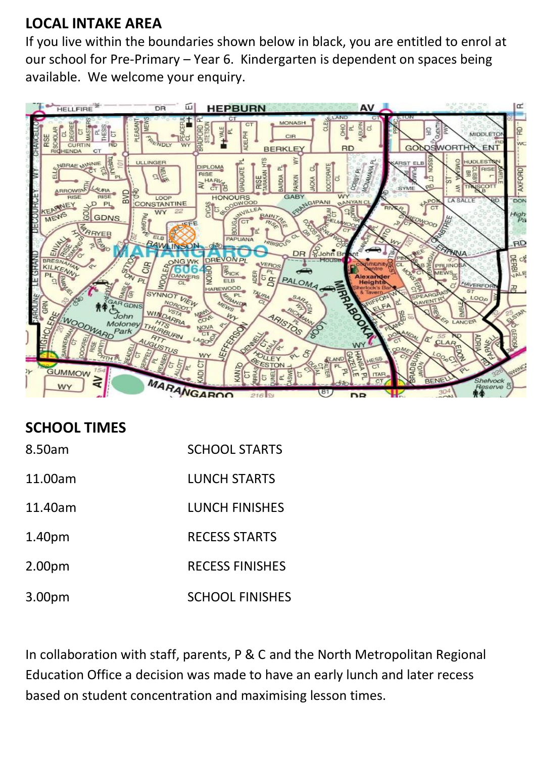## LOCAL INTAKE AREA

If you live within the boundaries shown below in black, you are entitled to enrol at our school for Pre-Primary – Year 6. Kindergarten is dependent on spaces being available. We welcome your enquiry.

## SCHOOL TIMES

| | |
|---|---|
| 8.50am | SCHOOL STARTS |
| 11.00am | LUNCH STARTS |
| 11.40am | LUNCH FINISHES |
| 1.40pm | RECESS STARTS |
| 2.00pm | RECESS FINISHES |
| 3.00pm | SCHOOL FINISHES |

In collaboration with staff, parents, P & C and the North Metropolitan Regional Education Office a decision was made to have an early lunch and later recess based on student concentration and maximising lesson times.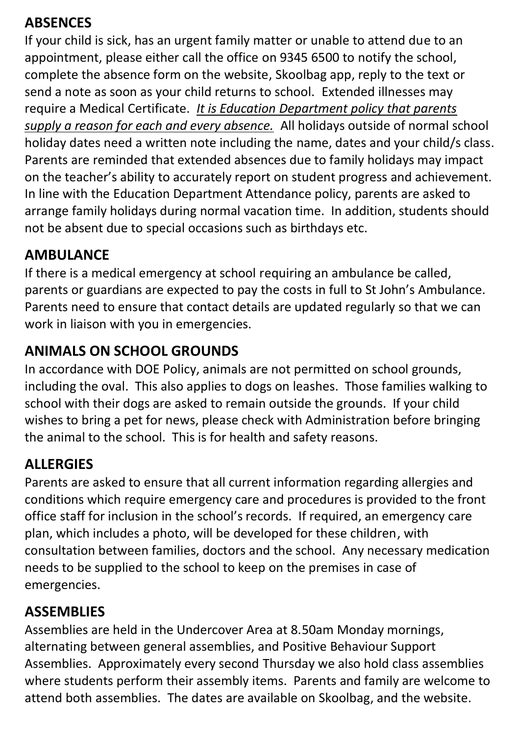## ABSENCES

If your child is sick, has an urgent family matter or unable to attend due to an appointment, please either call the office on 9345 6500 to notify the school, complete the absence form on the website, Skoolbag app, reply to the text or send a note as soon as your child returns to school. Extended illnesses may require a Medical Certificate. *It is Education Department policy that parents supply a reason for each and every absence.* All holidays outside of normal school holiday dates need a written note including the name, dates and your child/s class. Parents are reminded that extended absences due to family holidays may impact on the teacher's ability to accurately report on student progress and achievement. In line with the Education Department Attendance policy, parents are asked to arrange family holidays during normal vacation time. In addition, students should not be absent due to special occasions such as birthdays etc.

## AMBULANCE

If there is a medical emergency at school requiring an ambulance be called, parents or guardians are expected to pay the costs in full to St John's Ambulance. Parents need to ensure that contact details are updated regularly so that we can work in liaison with you in emergencies.

## ANIMALS ON SCHOOL GROUNDS

In accordance with DOE Policy, animals are not permitted on school grounds, including the oval. This also applies to dogs on leashes. Those families walking to school with their dogs are asked to remain outside the grounds. If your child wishes to bring a pet for news, please check with Administration before bringing the animal to the school. This is for health and safety reasons.

## ALLERGIES

Parents are asked to ensure that all current information regarding allergies and conditions which require emergency care and procedures is provided to the front office staff for inclusion in the school's records. If required, an emergency care plan, which includes a photo, will be developed for these children, with consultation between families, doctors and the school. Any necessary medication needs to be supplied to the school to keep on the premises in case of emergencies.

## ASSEMBLIES

Assemblies are held in the Undercover Area at 8.50am Monday mornings, alternating between general assemblies, and Positive Behaviour Support Assemblies. Approximately every second Thursday we also hold class assemblies where students perform their assembly items. Parents and family are welcome to attend both assemblies. The dates are available on Skoolbag, and the website.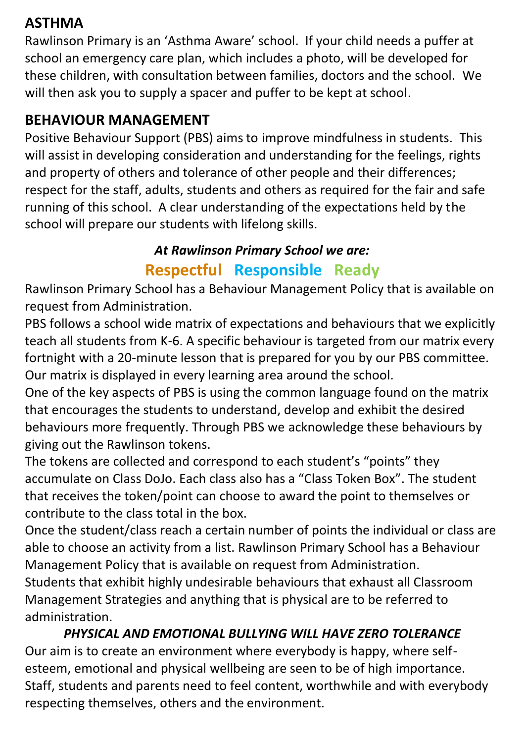## ASTHMA

Rawlinson Primary is an 'Asthma Aware' school. If your child needs a puffer at school an emergency care plan, which includes a photo, will be developed for these children, with consultation between families, doctors and the school. We will then ask you to supply a spacer and puffer to be kept at school.

## BEHAVIOUR MANAGEMENT

Positive Behaviour Support (PBS) aims to improve mindfulness in students. This will assist in developing consideration and understanding for the feelings, rights and property of others and tolerance of other people and their differences; respect for the staff, adults, students and others as required for the fair and safe running of this school. A clear understanding of the expectations held by the school will prepare our students with lifelong skills.

***At Rawlinson Primary School we are:***

**Respectful Responsible Ready**

Rawlinson Primary School has a Behaviour Management Policy that is available on request from Administration.

PBS follows a school wide matrix of expectations and behaviours that we explicitly teach all students from K-6. A specific behaviour is targeted from our matrix every fortnight with a 20-minute lesson that is prepared for you by our PBS committee. Our matrix is displayed in every learning area around the school.

One of the key aspects of PBS is using the common language found on the matrix that encourages the students to understand, develop and exhibit the desired behaviours more frequently. Through PBS we acknowledge these behaviours by giving out the Rawlinson tokens.

The tokens are collected and correspond to each student's "points" they accumulate on Class DoJo. Each class also has a "Class Token Box". The student that receives the token/point can choose to award the point to themselves or contribute to the class total in the box.

Once the student/class reach a certain number of points the individual or class are able to choose an activity from a list. Rawlinson Primary School has a Behaviour Management Policy that is available on request from Administration.

Students that exhibit highly undesirable behaviours that exhaust all Classroom Management Strategies and anything that is physical are to be referred to administration.

***PHYSICAL AND EMOTIONAL BULLYING WILL HAVE ZERO TOLERANCE***

Our aim is to create an environment where everybody is happy, where self-esteem, emotional and physical wellbeing are seen to be of high importance. Staff, students and parents need to feel content, worthwhile and with everybody respecting themselves, others and the environment.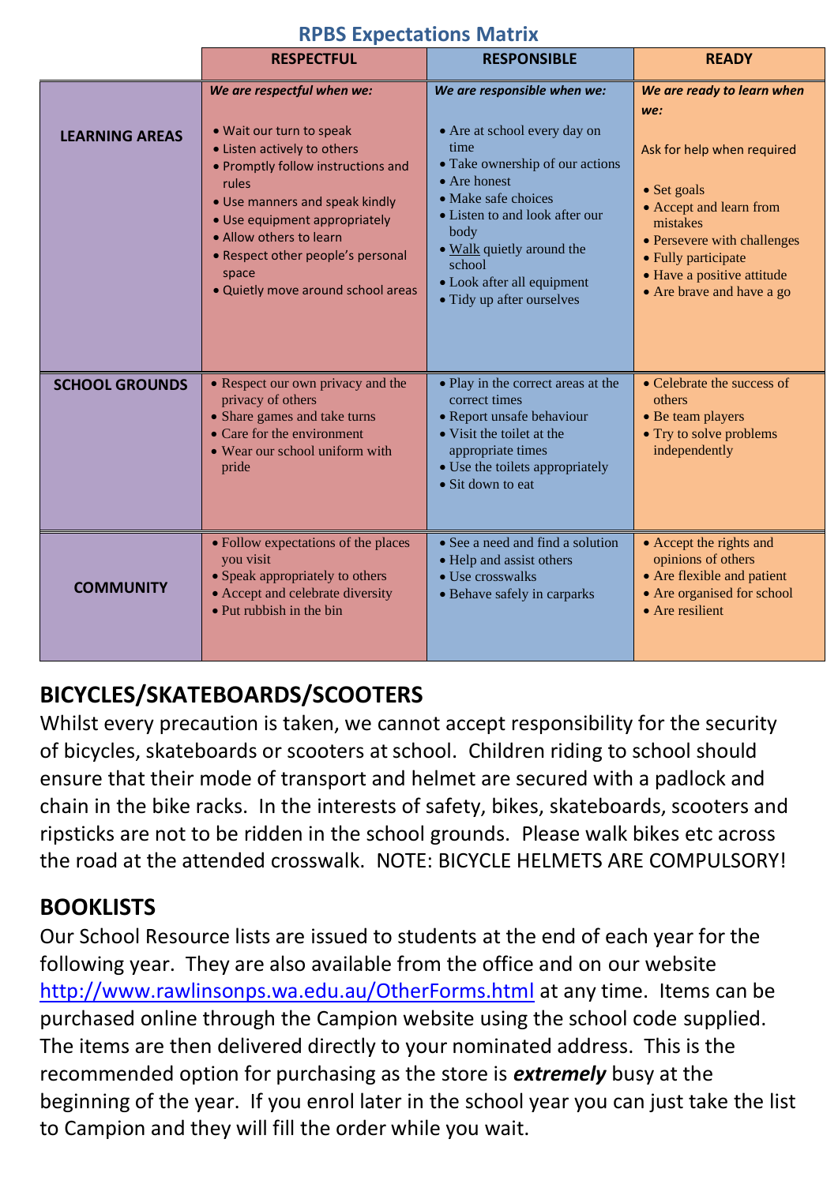## RPBS Expectations Matrix

| | RESPECTFUL | RESPONSIBLE | READY |
|---|---|---|---|
| **LEARNING AREAS** | ***We are respectful when we:*** <br>• Wait our turn to speak<br>• Listen actively to others<br>• Promptly follow instructions and rules<br>• Use manners and speak kindly<br>• Use equipment appropriately<br>• Allow others to learn<br>• Respect other people's personal space<br>• Quietly move around school areas | ***We are responsible when we:*** <br>• Are at school every day on time<br>• Take ownership of our actions<br>• Are honest<br>• Make safe choices<br>• Listen to and look after our body<br>• Walk quietly around the school<br>• Look after all equipment<br>• Tidy up after ourselves | ***We are ready to learn when we:*** <br>Ask for help when required<br>• Set goals<br>• Accept and learn from mistakes<br>• Persevere with challenges<br>• Fully participate<br>• Have a positive attitude<br>• Are brave and have a go |
| **SCHOOL GROUNDS** | • Respect our own privacy and the privacy of others<br>• Share games and take turns<br>• Care for the environment<br>• Wear our school uniform with pride | • Play in the correct areas at the correct times<br>• Report unsafe behaviour<br>• Visit the toilet at the appropriate times<br>• Use the toilets appropriately<br>• Sit down to eat | • Celebrate the success of others<br>• Be team players<br>• Try to solve problems independently |
| **COMMUNITY** | • Follow expectations of the places you visit<br>• Speak appropriately to others<br>• Accept and celebrate diversity<br>• Put rubbish in the bin | • See a need and find a solution<br>• Help and assist others<br>• Use crosswalks<br>• Behave safely in carparks | • Accept the rights and opinions of others<br>• Are flexible and patient<br>• Are organised for school<br>• Are resilient |

## BICYCLES/SKATEBOARDS/SCOOTERS

Whilst every precaution is taken, we cannot accept responsibility for the security of bicycles, skateboards or scooters at school. Children riding to school should ensure that their mode of transport and helmet are secured with a padlock and chain in the bike racks. In the interests of safety, bikes, skateboards, scooters and ripsticks are not to be ridden in the school grounds. Please walk bikes etc across the road at the attended crosswalk. NOTE: BICYCLE HELMETS ARE COMPULSORY!

## BOOKLISTS

Our School Resource lists are issued to students at the end of each year for the following year. They are also available from the office and on our website http://www.rawlinsonps.wa.edu.au/OtherForms.html at any time. Items can be purchased online through the Campion website using the school code supplied. The items are then delivered directly to your nominated address. This is the recommended option for purchasing as the store is ***extremely*** busy at the beginning of the year. If you enrol later in the school year you can just take the list to Campion and they will fill the order while you wait.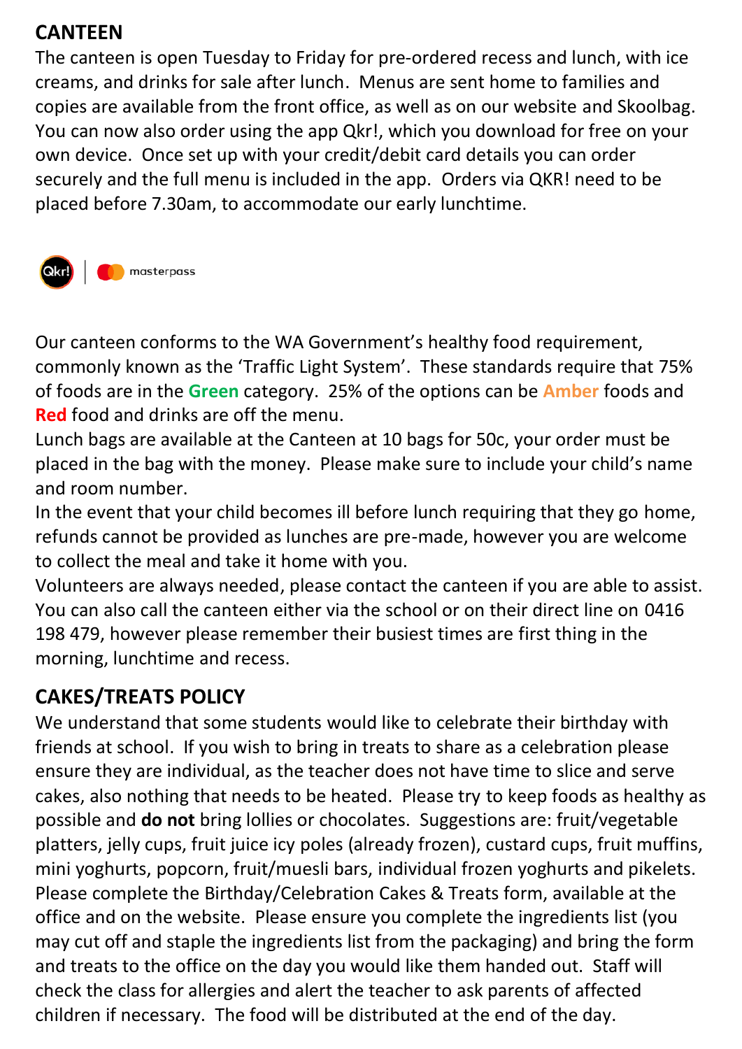## CANTEEN

The canteen is open Tuesday to Friday for pre-ordered recess and lunch, with ice creams, and drinks for sale after lunch. Menus are sent home to families and copies are available from the front office, as well as on our website and Skoolbag. You can now also order using the app Qkr!, which you download for free on your own device. Once set up with your credit/debit card details you can order securely and the full menu is included in the app. Orders via QKR! need to be placed before 7.30am, to accommodate our early lunchtime.

Our canteen conforms to the WA Government's healthy food requirement, commonly known as the 'Traffic Light System'. These standards require that 75% of foods are in the **Green** category. 25% of the options can be **Amber** foods and **Red** food and drinks are off the menu.

Lunch bags are available at the Canteen at 10 bags for 50c, your order must be placed in the bag with the money. Please make sure to include your child's name and room number.

In the event that your child becomes ill before lunch requiring that they go home, refunds cannot be provided as lunches are pre-made, however you are welcome to collect the meal and take it home with you.

Volunteers are always needed, please contact the canteen if you are able to assist. You can also call the canteen either via the school or on their direct line on 0416 198 479, however please remember their busiest times are first thing in the morning, lunchtime and recess.

## CAKES/TREATS POLICY

We understand that some students would like to celebrate their birthday with friends at school. If you wish to bring in treats to share as a celebration please ensure they are individual, as the teacher does not have time to slice and serve cakes, also nothing that needs to be heated. Please try to keep foods as healthy as possible and **do not** bring lollies or chocolates. Suggestions are: fruit/vegetable platters, jelly cups, fruit juice icy poles (already frozen), custard cups, fruit muffins, mini yoghurts, popcorn, fruit/muesli bars, individual frozen yoghurts and pikelets. Please complete the Birthday/Celebration Cakes & Treats form, available at the office and on the website. Please ensure you complete the ingredients list (you may cut off and staple the ingredients list from the packaging) and bring the form and treats to the office on the day you would like them handed out. Staff will check the class for allergies and alert the teacher to ask parents of affected children if necessary. The food will be distributed at the end of the day.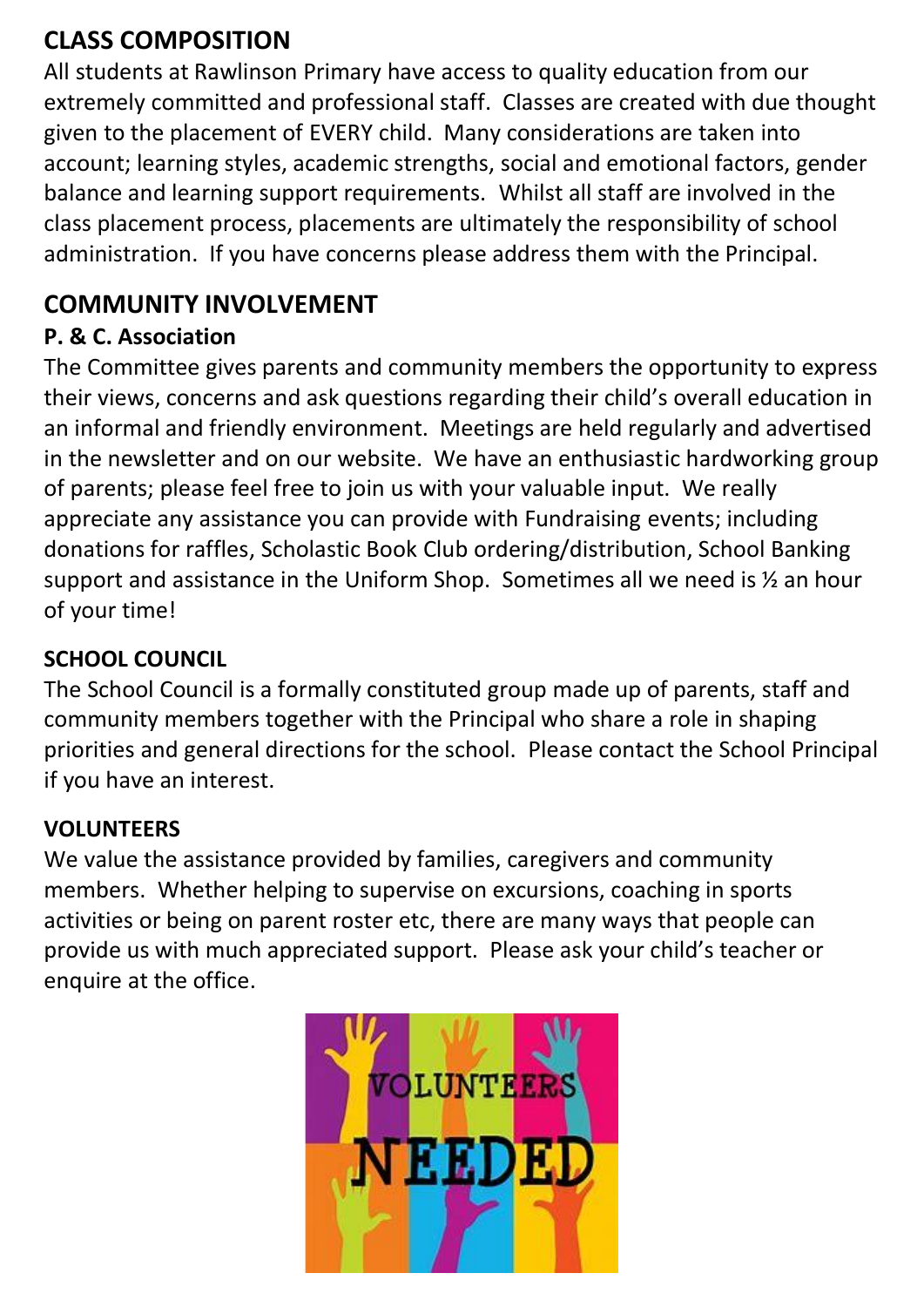## CLASS COMPOSITION

All students at Rawlinson Primary have access to quality education from our extremely committed and professional staff. Classes are created with due thought given to the placement of EVERY child. Many considerations are taken into account; learning styles, academic strengths, social and emotional factors, gender balance and learning support requirements. Whilst all staff are involved in the class placement process, placements are ultimately the responsibility of school administration. If you have concerns please address them with the Principal.

## COMMUNITY INVOLVEMENT

### P. & C. Association

The Committee gives parents and community members the opportunity to express their views, concerns and ask questions regarding their child's overall education in an informal and friendly environment. Meetings are held regularly and advertised in the newsletter and on our website. We have an enthusiastic hardworking group of parents; please feel free to join us with your valuable input. We really appreciate any assistance you can provide with Fundraising events; including donations for raffles, Scholastic Book Club ordering/distribution, School Banking support and assistance in the Uniform Shop. Sometimes all we need is ½ an hour of your time!

### SCHOOL COUNCIL

The School Council is a formally constituted group made up of parents, staff and community members together with the Principal who share a role in shaping priorities and general directions for the school. Please contact the School Principal if you have an interest.

### VOLUNTEERS

We value the assistance provided by families, caregivers and community members. Whether helping to supervise on excursions, coaching in sports activities or being on parent roster etc, there are many ways that people can provide us with much appreciated support. Please ask your child's teacher or enquire at the office.

VOLUNTEERS NEEDED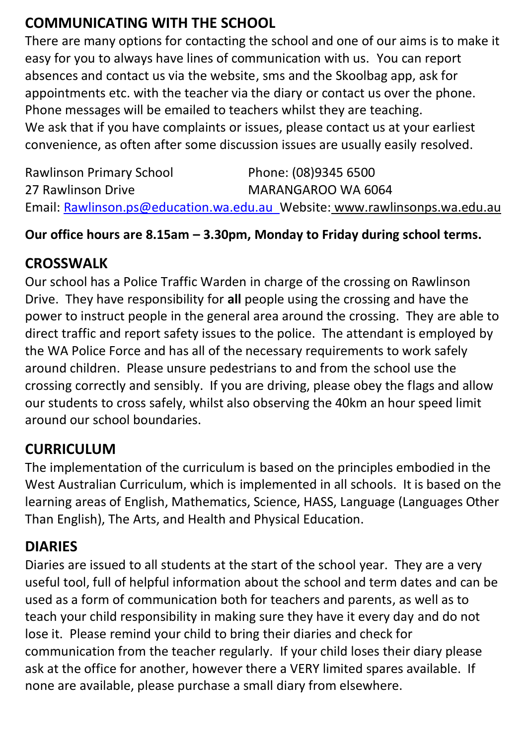## COMMUNICATING WITH THE SCHOOL

There are many options for contacting the school and one of our aims is to make it easy for you to always have lines of communication with us. You can report absences and contact us via the website, sms and the Skoolbag app, ask for appointments etc. with the teacher via the diary or contact us over the phone. Phone messages will be emailed to teachers whilst they are teaching.
We ask that if you have complaints or issues, please contact us at your earliest convenience, as often after some discussion issues are usually easily resolved.

Rawlinson Primary School — Phone: (08)9345 6500
27 Rawlinson Drive — MARANGAROO WA 6064
Email: Rawlinson.ps@education.wa.edu.au Website: www.rawlinsonps.wa.edu.au

**Our office hours are 8.15am – 3.30pm, Monday to Friday during school terms.**

## CROSSWALK

Our school has a Police Traffic Warden in charge of the crossing on Rawlinson Drive. They have responsibility for **all** people using the crossing and have the power to instruct people in the general area around the crossing. They are able to direct traffic and report safety issues to the police. The attendant is employed by the WA Police Force and has all of the necessary requirements to work safely around children. Please unsure pedestrians to and from the school use the crossing correctly and sensibly. If you are driving, please obey the flags and allow our students to cross safely, whilst also observing the 40km an hour speed limit around our school boundaries.

## CURRICULUM

The implementation of the curriculum is based on the principles embodied in the West Australian Curriculum, which is implemented in all schools. It is based on the learning areas of English, Mathematics, Science, HASS, Language (Languages Other Than English), The Arts, and Health and Physical Education.

## DIARIES

Diaries are issued to all students at the start of the school year. They are a very useful tool, full of helpful information about the school and term dates and can be used as a form of communication both for teachers and parents, as well as to teach your child responsibility in making sure they have it every day and do not lose it. Please remind your child to bring their diaries and check for communication from the teacher regularly. If your child loses their diary please ask at the office for another, however there a VERY limited spares available. If none are available, please purchase a small diary from elsewhere.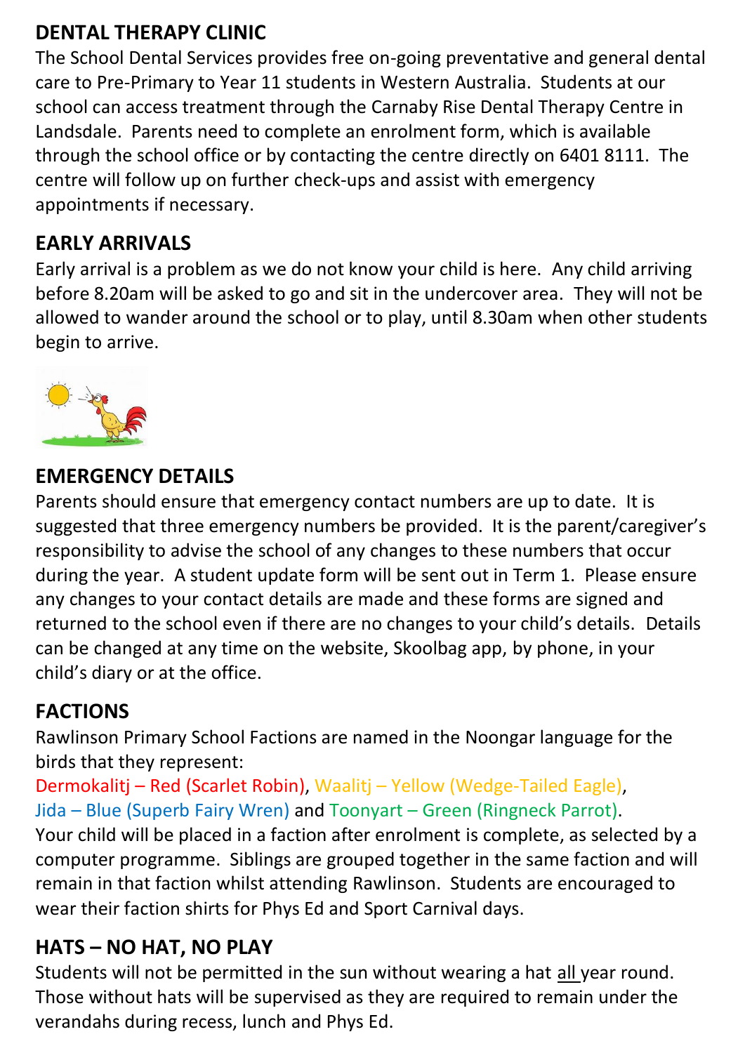## DENTAL THERAPY CLINIC

The School Dental Services provides free on-going preventative and general dental care to Pre-Primary to Year 11 students in Western Australia. Students at our school can access treatment through the Carnaby Rise Dental Therapy Centre in Landsdale. Parents need to complete an enrolment form, which is available through the school office or by contacting the centre directly on 6401 8111. The centre will follow up on further check-ups and assist with emergency appointments if necessary.

## EARLY ARRIVALS

Early arrival is a problem as we do not know your child is here. Any child arriving before 8.20am will be asked to go and sit in the undercover area. They will not be allowed to wander around the school or to play, until 8.30am when other students begin to arrive.

## EMERGENCY DETAILS

Parents should ensure that emergency contact numbers are up to date. It is suggested that three emergency numbers be provided. It is the parent/caregiver's responsibility to advise the school of any changes to these numbers that occur during the year. A student update form will be sent out in Term 1. Please ensure any changes to your contact details are made and these forms are signed and returned to the school even if there are no changes to your child's details. Details can be changed at any time on the website, Skoolbag app, by phone, in your child's diary or at the office.

## FACTIONS

Rawlinson Primary School Factions are named in the Noongar language for the birds that they represent:
Dermokalitj – Red (Scarlet Robin), Waalitj – Yellow (Wedge-Tailed Eagle), Jida – Blue (Superb Fairy Wren) and Toonyart – Green (Ringneck Parrot).
Your child will be placed in a faction after enrolment is complete, as selected by a computer programme. Siblings are grouped together in the same faction and will remain in that faction whilst attending Rawlinson. Students are encouraged to wear their faction shirts for Phys Ed and Sport Carnival days.

## HATS – NO HAT, NO PLAY

Students will not be permitted in the sun without wearing a hat all year round. Those without hats will be supervised as they are required to remain under the verandahs during recess, lunch and Phys Ed.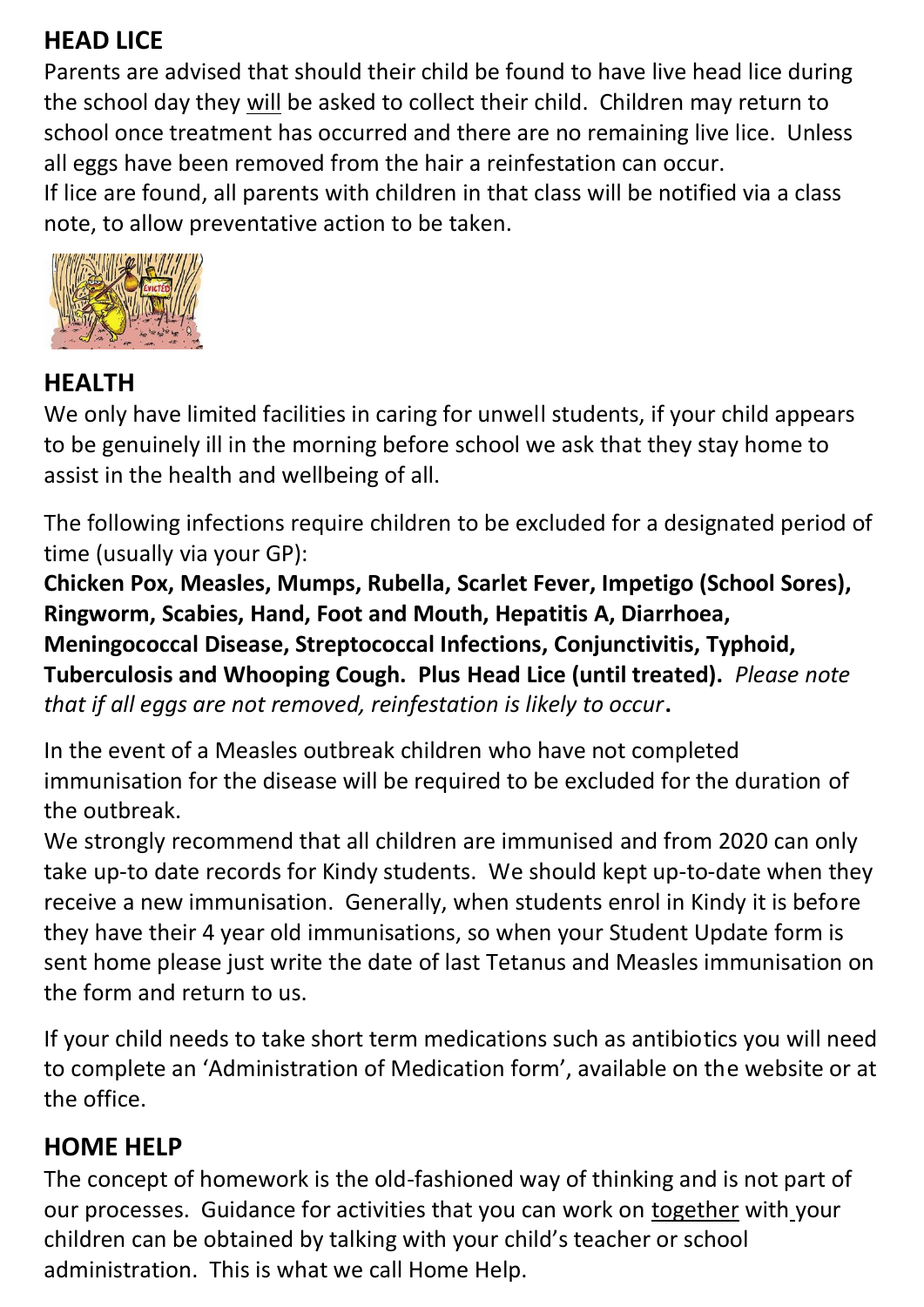## HEAD LICE

Parents are advised that should their child be found to have live head lice during the school day they will be asked to collect their child. Children may return to school once treatment has occurred and there are no remaining live lice. Unless all eggs have been removed from the hair a reinfestation can occur.
If lice are found, all parents with children in that class will be notified via a class note, to allow preventative action to be taken.

## HEALTH

We only have limited facilities in caring for unwell students, if your child appears to be genuinely ill in the morning before school we ask that they stay home to assist in the health and wellbeing of all.

The following infections require children to be excluded for a designated period of time (usually via your GP):
**Chicken Pox, Measles, Mumps, Rubella, Scarlet Fever, Impetigo (School Sores), Ringworm, Scabies, Hand, Foot and Mouth, Hepatitis A, Diarrhoea, Meningococcal Disease, Streptococcal Infections, Conjunctivitis, Typhoid, Tuberculosis and Whooping Cough. Plus Head Lice (until treated).** *Please note that if all eggs are not removed, reinfestation is likely to occur*.

In the event of a Measles outbreak children who have not completed immunisation for the disease will be required to be excluded for the duration of the outbreak.
We strongly recommend that all children are immunised and from 2020 can only take up-to date records for Kindy students. We should kept up-to-date when they receive a new immunisation. Generally, when students enrol in Kindy it is before they have their 4 year old immunisations, so when your Student Update form is sent home please just write the date of last Tetanus and Measles immunisation on the form and return to us.

If your child needs to take short term medications such as antibiotics you will need to complete an 'Administration of Medication form', available on the website or at the office.

## HOME HELP

The concept of homework is the old-fashioned way of thinking and is not part of our processes. Guidance for activities that you can work on together with your children can be obtained by talking with your child's teacher or school administration. This is what we call Home Help.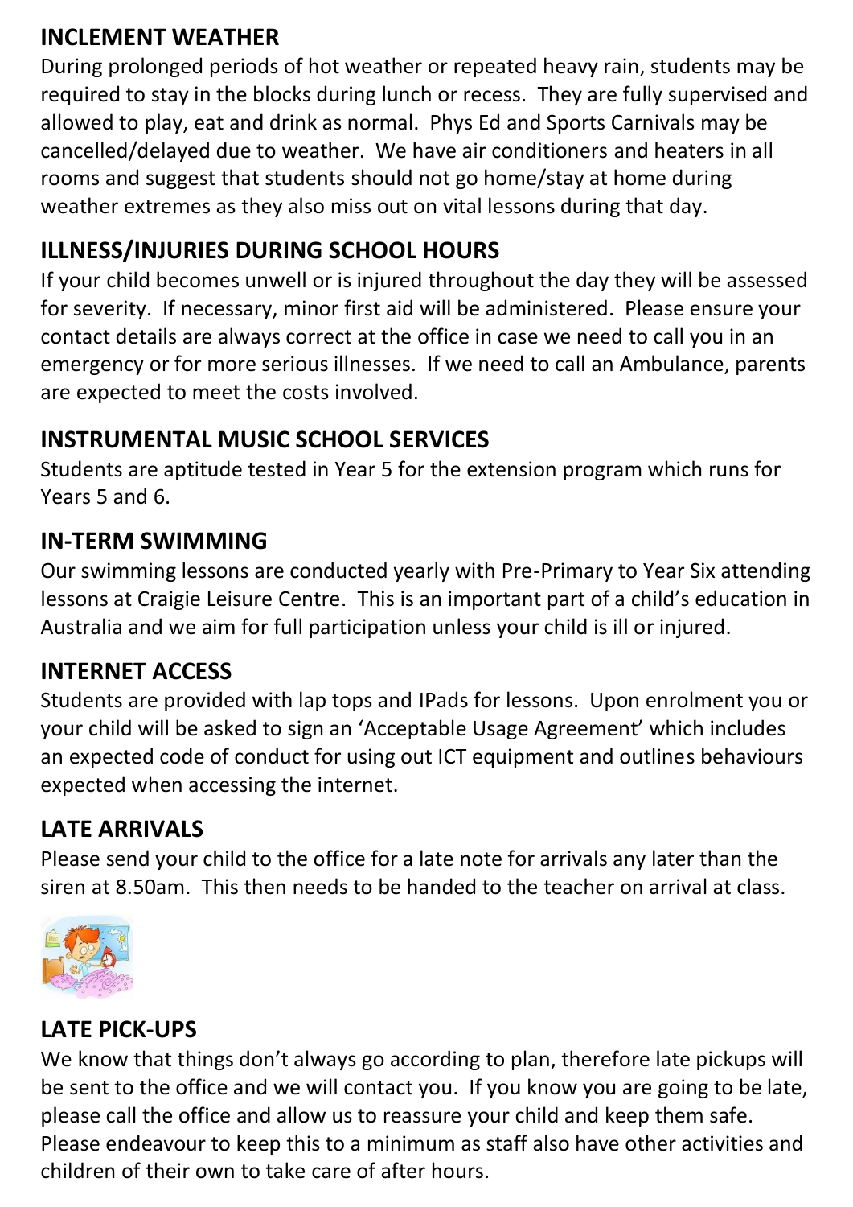## INCLEMENT WEATHER

During prolonged periods of hot weather or repeated heavy rain, students may be required to stay in the blocks during lunch or recess. They are fully supervised and allowed to play, eat and drink as normal. Phys Ed and Sports Carnivals may be cancelled/delayed due to weather. We have air conditioners and heaters in all rooms and suggest that students should not go home/stay at home during weather extremes as they also miss out on vital lessons during that day.

## ILLNESS/INJURIES DURING SCHOOL HOURS

If your child becomes unwell or is injured throughout the day they will be assessed for severity. If necessary, minor first aid will be administered. Please ensure your contact details are always correct at the office in case we need to call you in an emergency or for more serious illnesses. If we need to call an Ambulance, parents are expected to meet the costs involved.

## INSTRUMENTAL MUSIC SCHOOL SERVICES

Students are aptitude tested in Year 5 for the extension program which runs for Years 5 and 6.

## IN-TERM SWIMMING

Our swimming lessons are conducted yearly with Pre-Primary to Year Six attending lessons at Craigie Leisure Centre. This is an important part of a child's education in Australia and we aim for full participation unless your child is ill or injured.

## INTERNET ACCESS

Students are provided with lap tops and IPads for lessons. Upon enrolment you or your child will be asked to sign an 'Acceptable Usage Agreement' which includes an expected code of conduct for using out ICT equipment and outlines behaviours expected when accessing the internet.

## LATE ARRIVALS

Please send your child to the office for a late note for arrivals any later than the siren at 8.50am. This then needs to be handed to the teacher on arrival at class.

## LATE PICK-UPS

We know that things don't always go according to plan, therefore late pickups will be sent to the office and we will contact you. If you know you are going to be late, please call the office and allow us to reassure your child and keep them safe. Please endeavour to keep this to a minimum as staff also have other activities and children of their own to take care of after hours.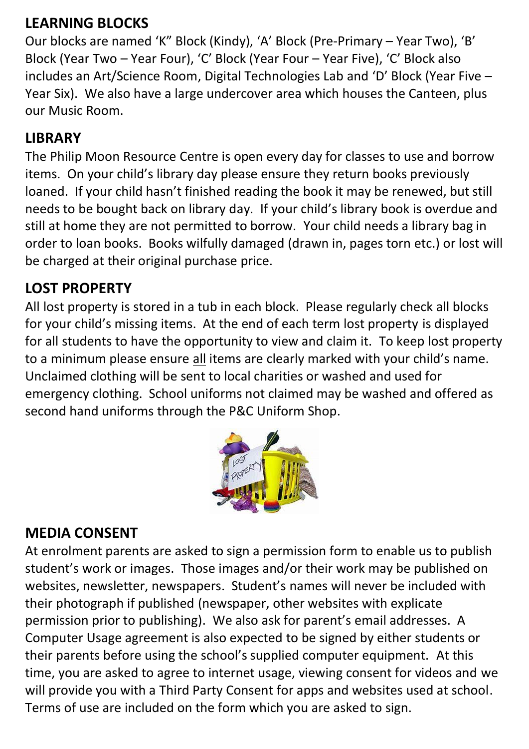## LEARNING BLOCKS

Our blocks are named 'K" Block (Kindy), 'A' Block (Pre-Primary – Year Two), 'B' Block (Year Two – Year Four), 'C' Block (Year Four – Year Five), 'C' Block also includes an Art/Science Room, Digital Technologies Lab and 'D' Block (Year Five – Year Six). We also have a large undercover area which houses the Canteen, plus our Music Room.

## LIBRARY

The Philip Moon Resource Centre is open every day for classes to use and borrow items. On your child's library day please ensure they return books previously loaned. If your child hasn't finished reading the book it may be renewed, but still needs to be bought back on library day. If your child's library book is overdue and still at home they are not permitted to borrow. Your child needs a library bag in order to loan books. Books wilfully damaged (drawn in, pages torn etc.) or lost will be charged at their original purchase price.

## LOST PROPERTY

All lost property is stored in a tub in each block. Please regularly check all blocks for your child's missing items. At the end of each term lost property is displayed for all students to have the opportunity to view and claim it. To keep lost property to a minimum please ensure <u>all</u> items are clearly marked with your child's name. Unclaimed clothing will be sent to local charities or washed and used for emergency clothing. School uniforms not claimed may be washed and offered as second hand uniforms through the P&C Uniform Shop.

## MEDIA CONSENT

At enrolment parents are asked to sign a permission form to enable us to publish student's work or images. Those images and/or their work may be published on websites, newsletter, newspapers. Student's names will never be included with their photograph if published (newspaper, other websites with explicate permission prior to publishing). We also ask for parent's email addresses. A Computer Usage agreement is also expected to be signed by either students or their parents before using the school's supplied computer equipment. At this time, you are asked to agree to internet usage, viewing consent for videos and we will provide you with a Third Party Consent for apps and websites used at school. Terms of use are included on the form which you are asked to sign.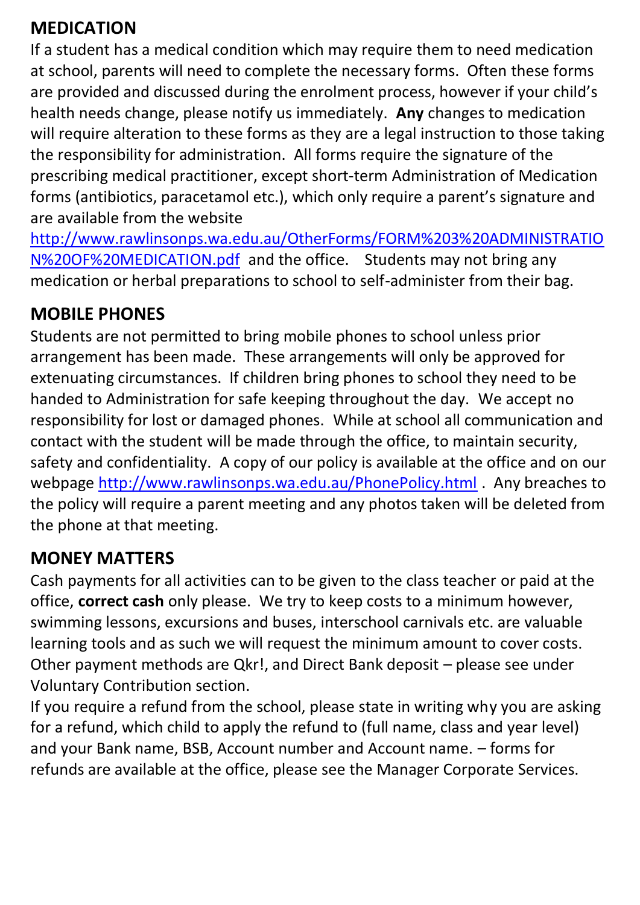## MEDICATION

If a student has a medical condition which may require them to need medication at school, parents will need to complete the necessary forms. Often these forms are provided and discussed during the enrolment process, however if your child's health needs change, please notify us immediately. **Any** changes to medication will require alteration to these forms as they are a legal instruction to those taking the responsibility for administration. All forms require the signature of the prescribing medical practitioner, except short-term Administration of Medication forms (antibiotics, paracetamol etc.), which only require a parent's signature and are available from the website http://www.rawlinsonps.wa.edu.au/OtherForms/FORM%203%20ADMINISTRATION%20OF%20MEDICATION.pdf and the office. Students may not bring any medication or herbal preparations to school to self-administer from their bag.

## MOBILE PHONES

Students are not permitted to bring mobile phones to school unless prior arrangement has been made. These arrangements will only be approved for extenuating circumstances. If children bring phones to school they need to be handed to Administration for safe keeping throughout the day. We accept no responsibility for lost or damaged phones. While at school all communication and contact with the student will be made through the office, to maintain security, safety and confidentiality. A copy of our policy is available at the office and on our webpage http://www.rawlinsonps.wa.edu.au/PhonePolicy.html . Any breaches to the policy will require a parent meeting and any photos taken will be deleted from the phone at that meeting.

## MONEY MATTERS

Cash payments for all activities can to be given to the class teacher or paid at the office, **correct cash** only please. We try to keep costs to a minimum however, swimming lessons, excursions and buses, interschool carnivals etc. are valuable learning tools and as such we will request the minimum amount to cover costs. Other payment methods are Qkr!, and Direct Bank deposit – please see under Voluntary Contribution section.

If you require a refund from the school, please state in writing why you are asking for a refund, which child to apply the refund to (full name, class and year level) and your Bank name, BSB, Account number and Account name. – forms for refunds are available at the office, please see the Manager Corporate Services.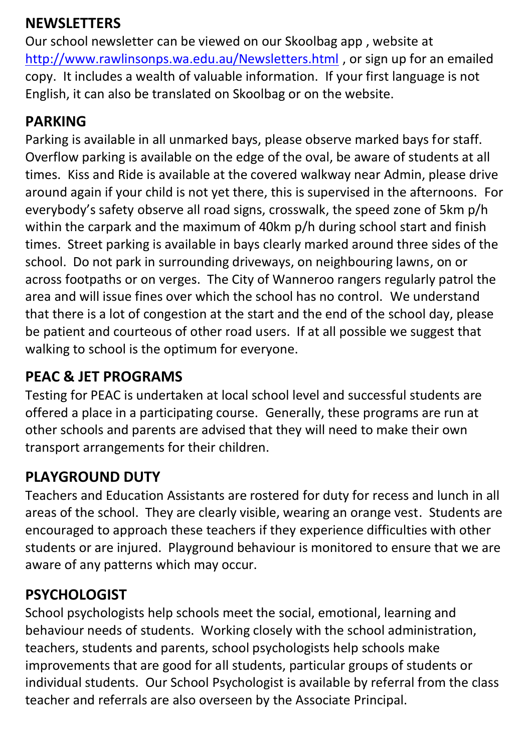## NEWSLETTERS

Our school newsletter can be viewed on our Skoolbag app , website at http://www.rawlinsonps.wa.edu.au/Newsletters.html , or sign up for an emailed copy. It includes a wealth of valuable information. If your first language is not English, it can also be translated on Skoolbag or on the website.

## PARKING

Parking is available in all unmarked bays, please observe marked bays for staff. Overflow parking is available on the edge of the oval, be aware of students at all times. Kiss and Ride is available at the covered walkway near Admin, please drive around again if your child is not yet there, this is supervised in the afternoons. For everybody's safety observe all road signs, crosswalk, the speed zone of 5km p/h within the carpark and the maximum of 40km p/h during school start and finish times. Street parking is available in bays clearly marked around three sides of the school. Do not park in surrounding driveways, on neighbouring lawns, on or across footpaths or on verges. The City of Wanneroo rangers regularly patrol the area and will issue fines over which the school has no control. We understand that there is a lot of congestion at the start and the end of the school day, please be patient and courteous of other road users. If at all possible we suggest that walking to school is the optimum for everyone.

## PEAC & JET PROGRAMS

Testing for PEAC is undertaken at local school level and successful students are offered a place in a participating course. Generally, these programs are run at other schools and parents are advised that they will need to make their own transport arrangements for their children.

## PLAYGROUND DUTY

Teachers and Education Assistants are rostered for duty for recess and lunch in all areas of the school. They are clearly visible, wearing an orange vest. Students are encouraged to approach these teachers if they experience difficulties with other students or are injured. Playground behaviour is monitored to ensure that we are aware of any patterns which may occur.

## PSYCHOLOGIST

School psychologists help schools meet the social, emotional, learning and behaviour needs of students. Working closely with the school administration, teachers, students and parents, school psychologists help schools make improvements that are good for all students, particular groups of students or individual students. Our School Psychologist is available by referral from the class teacher and referrals are also overseen by the Associate Principal.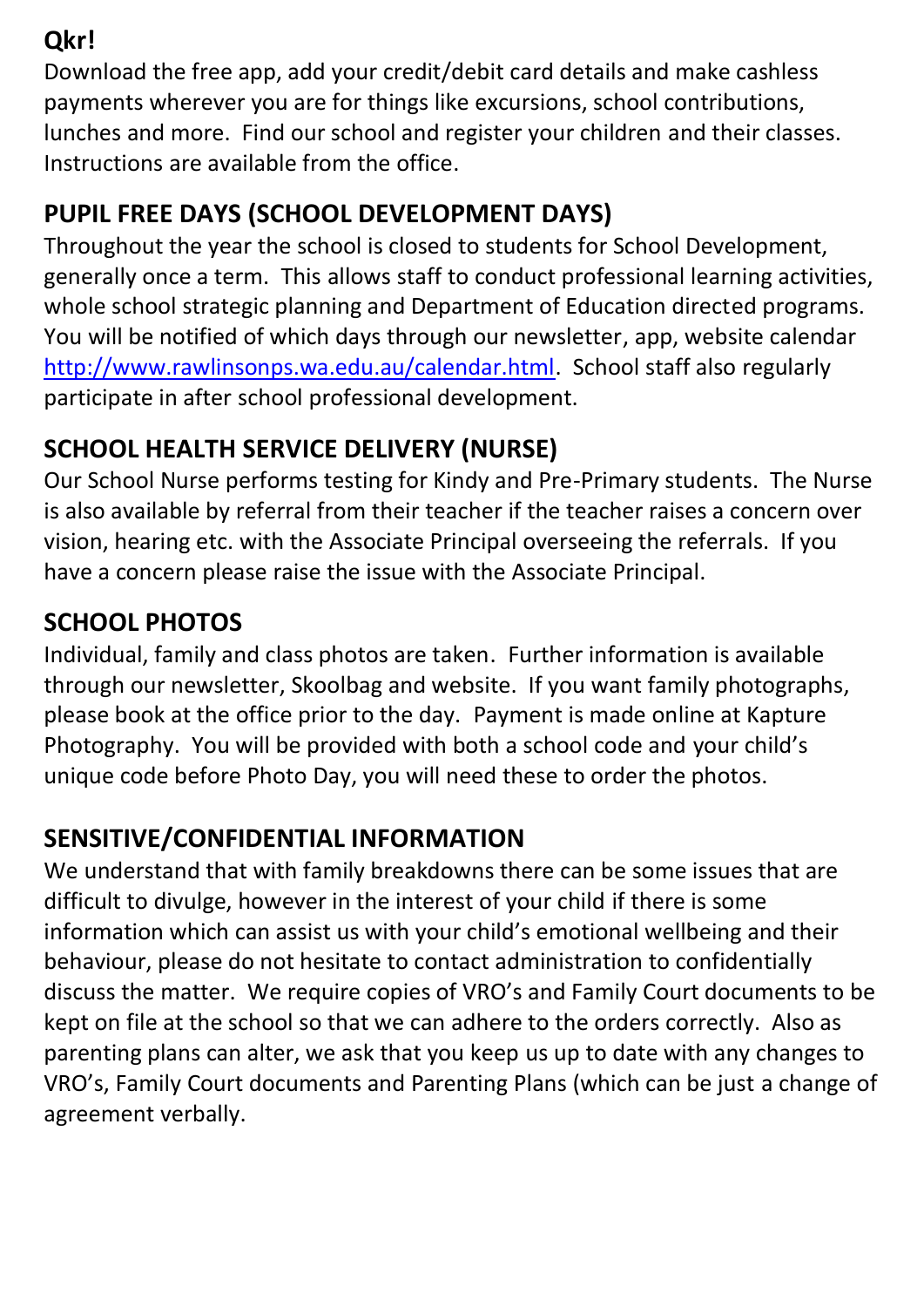## Qkr!

Download the free app, add your credit/debit card details and make cashless payments wherever you are for things like excursions, school contributions, lunches and more. Find our school and register your children and their classes. Instructions are available from the office.

## PUPIL FREE DAYS (SCHOOL DEVELOPMENT DAYS)

Throughout the year the school is closed to students for School Development, generally once a term. This allows staff to conduct professional learning activities, whole school strategic planning and Department of Education directed programs. You will be notified of which days through our newsletter, app, website calendar [http://www.rawlinsonps.wa.edu.au/calendar.html](http://www.rawlinsonps.wa.edu.au/calendar.html). School staff also regularly participate in after school professional development.

## SCHOOL HEALTH SERVICE DELIVERY (NURSE)

Our School Nurse performs testing for Kindy and Pre-Primary students. The Nurse is also available by referral from their teacher if the teacher raises a concern over vision, hearing etc. with the Associate Principal overseeing the referrals. If you have a concern please raise the issue with the Associate Principal.

## SCHOOL PHOTOS

Individual, family and class photos are taken. Further information is available through our newsletter, Skoolbag and website. If you want family photographs, please book at the office prior to the day. Payment is made online at Kapture Photography. You will be provided with both a school code and your child's unique code before Photo Day, you will need these to order the photos.

## SENSITIVE/CONFIDENTIAL INFORMATION

We understand that with family breakdowns there can be some issues that are difficult to divulge, however in the interest of your child if there is some information which can assist us with your child's emotional wellbeing and their behaviour, please do not hesitate to contact administration to confidentially discuss the matter. We require copies of VRO's and Family Court documents to be kept on file at the school so that we can adhere to the orders correctly. Also as parenting plans can alter, we ask that you keep us up to date with any changes to VRO's, Family Court documents and Parenting Plans (which can be just a change of agreement verbally.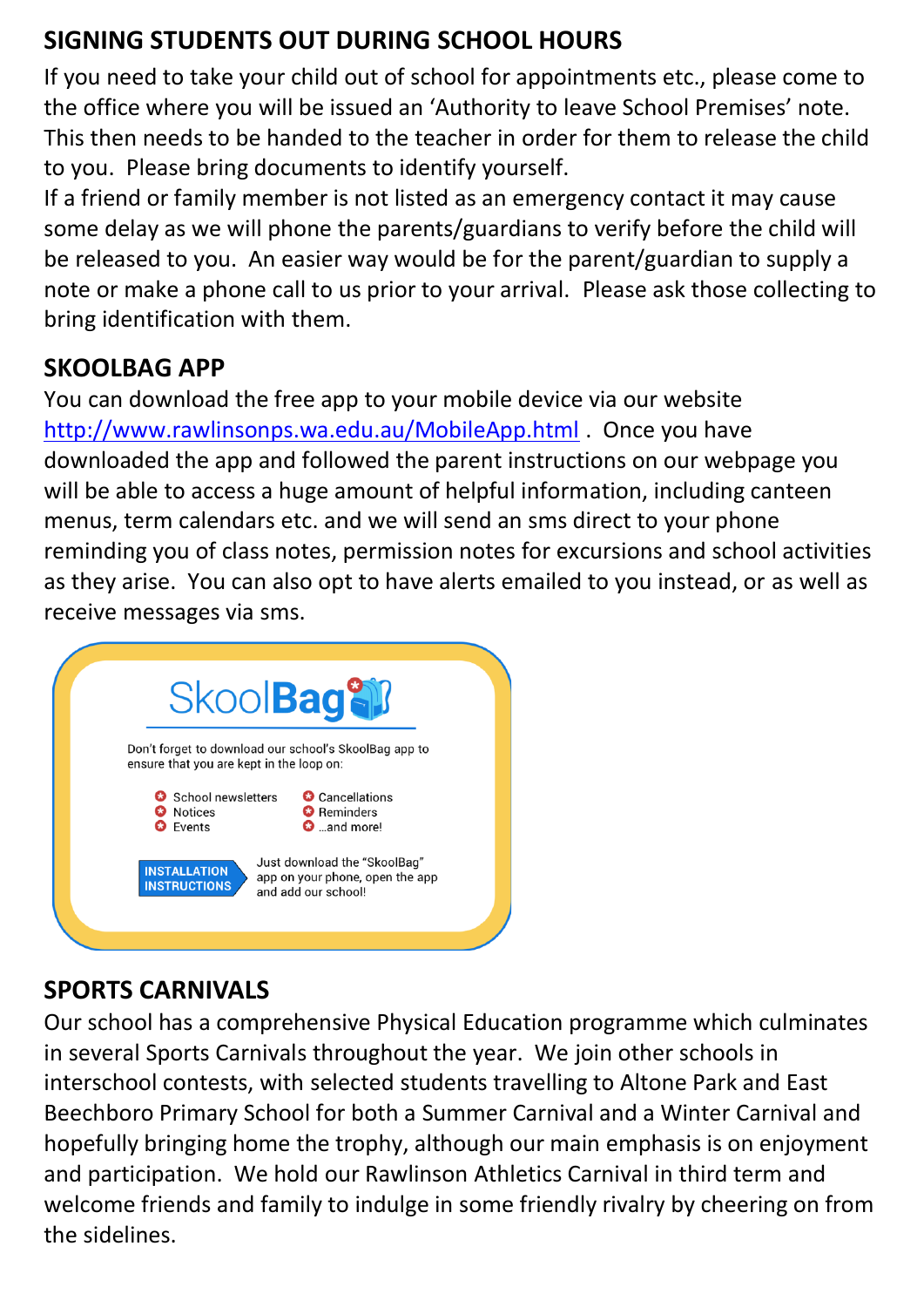## SIGNING STUDENTS OUT DURING SCHOOL HOURS

If you need to take your child out of school for appointments etc., please come to the office where you will be issued an 'Authority to leave School Premises' note. This then needs to be handed to the teacher in order for them to release the child to you. Please bring documents to identify yourself.

If a friend or family member is not listed as an emergency contact it may cause some delay as we will phone the parents/guardians to verify before the child will be released to you. An easier way would be for the parent/guardian to supply a note or make a phone call to us prior to your arrival. Please ask those collecting to bring identification with them.

## SKOOLBAG APP

You can download the free app to your mobile device via our website http://www.rawlinsonps.wa.edu.au/MobileApp.html . Once you have downloaded the app and followed the parent instructions on our webpage you will be able to access a huge amount of helpful information, including canteen menus, term calendars etc. and we will send an sms direct to your phone reminding you of class notes, permission notes for excursions and school activities as they arise. You can also opt to have alerts emailed to you instead, or as well as receive messages via sms.

**SkoolBag**

Don't forget to download our school's SkoolBag app to ensure that you are kept in the loop on:

- School newsletters
- Notices
- Events
- Cancellations
- Reminders
- ...and more!

**INSTALLATION INSTRUCTIONS**

Just download the "SkoolBag" app on your phone, open the app and add our school!

## SPORTS CARNIVALS

Our school has a comprehensive Physical Education programme which culminates in several Sports Carnivals throughout the year. We join other schools in interschool contests, with selected students travelling to Altone Park and East Beechboro Primary School for both a Summer Carnival and a Winter Carnival and hopefully bringing home the trophy, although our main emphasis is on enjoyment and participation. We hold our Rawlinson Athletics Carnival in third term and welcome friends and family to indulge in some friendly rivalry by cheering on from the sidelines.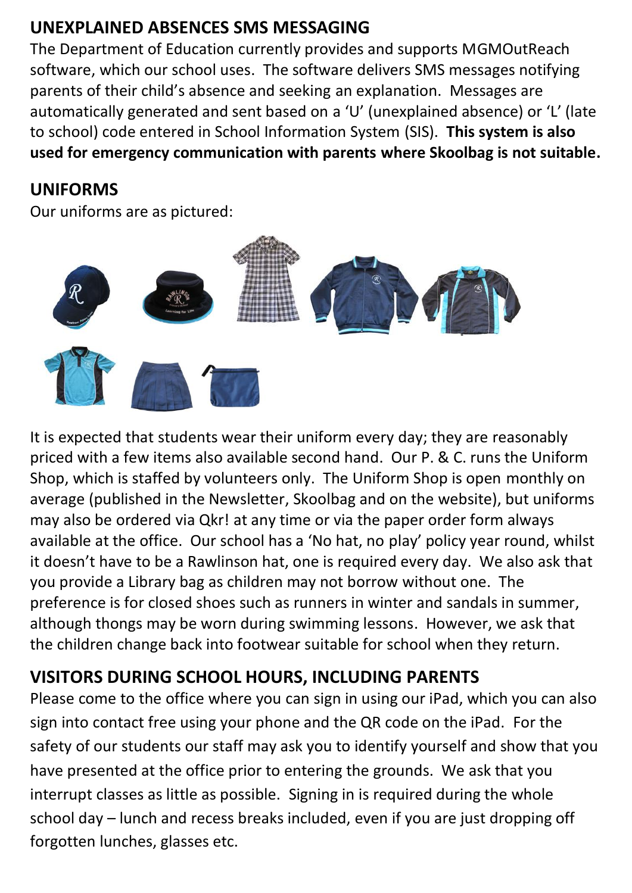## UNEXPLAINED ABSENCES SMS MESSAGING

The Department of Education currently provides and supports MGMOutReach software, which our school uses. The software delivers SMS messages notifying parents of their child's absence and seeking an explanation. Messages are automatically generated and sent based on a 'U' (unexplained absence) or 'L' (late to school) code entered in School Information System (SIS). **This system is also used for emergency communication with parents where Skoolbag is not suitable.**

## UNIFORMS

Our uniforms are as pictured:

It is expected that students wear their uniform every day; they are reasonably priced with a few items also available second hand. Our P. & C. runs the Uniform Shop, which is staffed by volunteers only. The Uniform Shop is open monthly on average (published in the Newsletter, Skoolbag and on the website), but uniforms may also be ordered via Qkr! at any time or via the paper order form always available at the office. Our school has a 'No hat, no play' policy year round, whilst it doesn't have to be a Rawlinson hat, one is required every day. We also ask that you provide a Library bag as children may not borrow without one. The preference is for closed shoes such as runners in winter and sandals in summer, although thongs may be worn during swimming lessons. However, we ask that the children change back into footwear suitable for school when they return.

## VISITORS DURING SCHOOL HOURS, INCLUDING PARENTS

Please come to the office where you can sign in using our iPad, which you can also sign into contact free using your phone and the QR code on the iPad. For the safety of our students our staff may ask you to identify yourself and show that you have presented at the office prior to entering the grounds. We ask that you interrupt classes as little as possible. Signing in is required during the whole school day – lunch and recess breaks included, even if you are just dropping off forgotten lunches, glasses etc.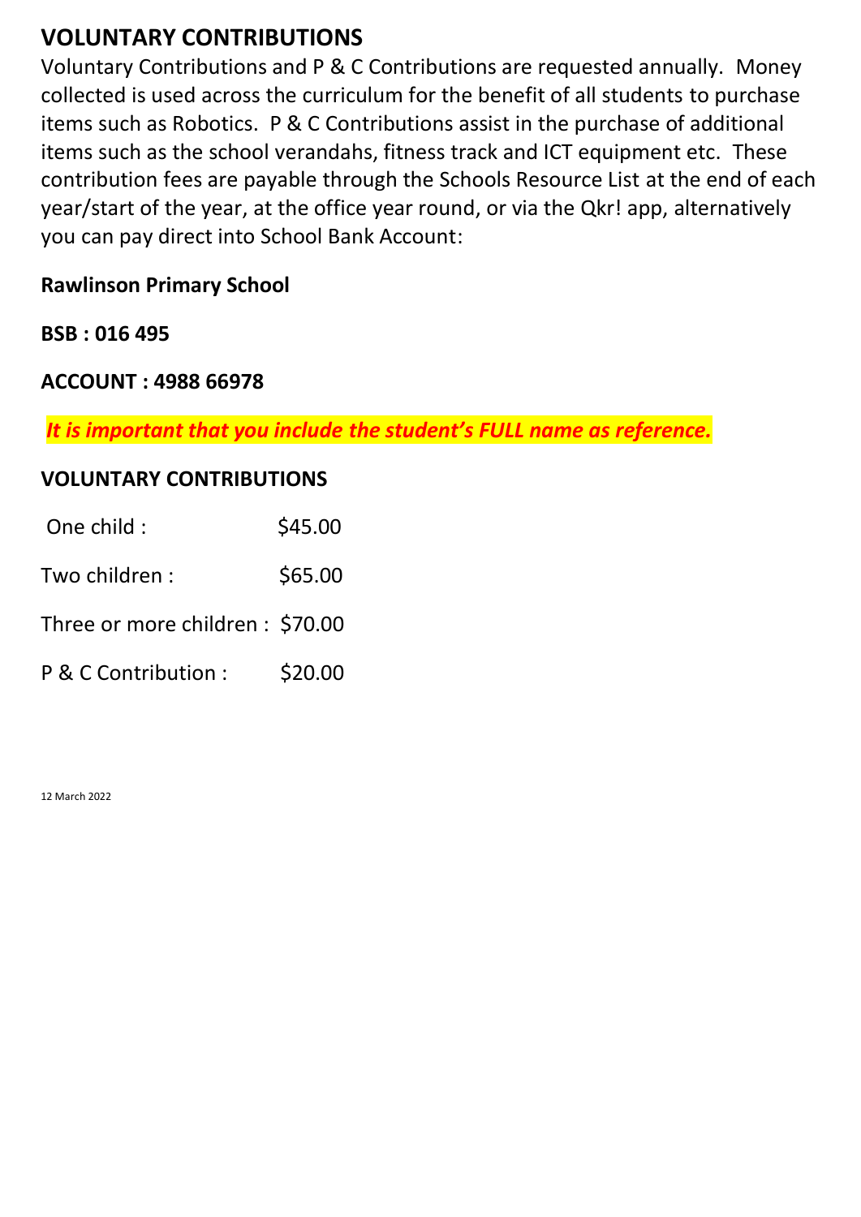# VOLUNTARY CONTRIBUTIONS

Voluntary Contributions and P & C Contributions are requested annually. Money collected is used across the curriculum for the benefit of all students to purchase items such as Robotics. P & C Contributions assist in the purchase of additional items such as the school verandahs, fitness track and ICT equipment etc. These contribution fees are payable through the Schools Resource List at the end of each year/start of the year, at the office year round, or via the Qkr! app, alternatively you can pay direct into School Bank Account:

**Rawlinson Primary School**

**BSB : 016 495**

**ACCOUNT : 4988 66978**

***It is important that you include the student's FULL name as reference.***

**VOLUNTARY CONTRIBUTIONS**

| | |
|---|---|
| One child : | $45.00 |
| Two children : | $65.00 |
| Three or more children : | $70.00 |
| P & C Contribution : | $20.00 |

12 March 2022